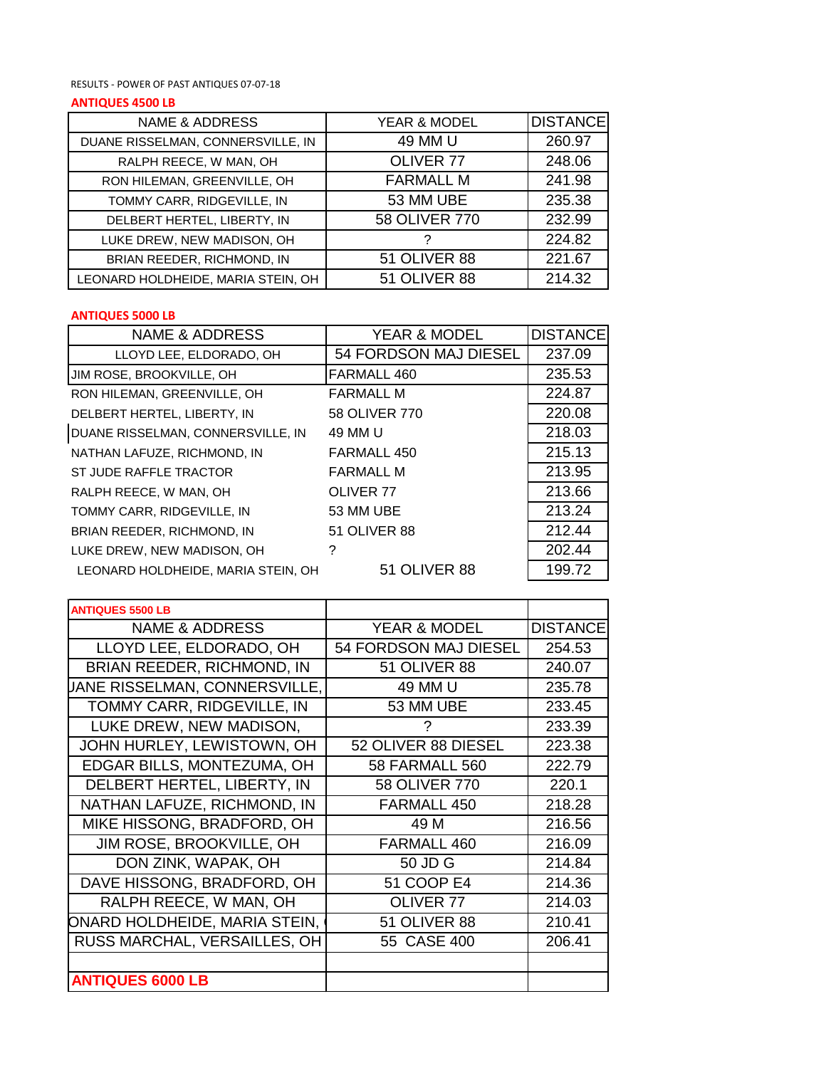RESULTS - POWER OF PAST ANTIQUES 07-07-18

**ANTIQUES 4500 LB**

| NAME & ADDRESS | YEAR & MODEL | DISTANCE |
|---|---|---|
| DUANE RISSELMAN, CONNERSVILLE, IN | 49 MM U | 260.97 |
| RALPH REECE, W MAN, OH | OLIVER 77 | 248.06 |
| RON HILEMAN, GREENVILLE, OH | FARMALL M | 241.98 |
| TOMMY CARR, RIDGEVILLE, IN | 53 MM UBE | 235.38 |
| DELBERT HERTEL, LIBERTY, IN | 58 OLIVER 770 | 232.99 |
| LUKE DREW, NEW MADISON, OH | ? | 224.82 |
| BRIAN REEDER, RICHMOND, IN | 51 OLIVER 88 | 221.67 |
| LEONARD HOLDHEIDE, MARIA STEIN, OH | 51 OLIVER 88 | 214.32 |

**ANTIQUES 5000 LB**

| NAME & ADDRESS | YEAR & MODEL | DISTANCE |
|---|---|---|
| LLOYD LEE, ELDORADO, OH | 54 FORDSON MAJ DIESEL | 237.09 |
| JIM ROSE, BROOKVILLE, OH | FARMALL 460 | 235.53 |
| RON HILEMAN, GREENVILLE, OH | FARMALL M | 224.87 |
| DELBERT HERTEL, LIBERTY, IN | 58 OLIVER 770 | 220.08 |
| DUANE RISSELMAN, CONNERSVILLE, IN | 49 MM U | 218.03 |
| NATHAN LAFUZE, RICHMOND, IN | FARMALL 450 | 215.13 |
| ST JUDE RAFFLE TRACTOR | FARMALL M | 213.95 |
| RALPH REECE, W MAN, OH | OLIVER 77 | 213.66 |
| TOMMY CARR, RIDGEVILLE, IN | 53 MM UBE | 213.24 |
| BRIAN REEDER, RICHMOND, IN | 51 OLIVER 88 | 212.44 |
| LUKE DREW, NEW MADISON, OH | ? | 202.44 |
| LEONARD HOLDHEIDE, MARIA STEIN, OH | 51 OLIVER 88 | 199.72 |

**ANTIQUES 5500 LB**

| NAME & ADDRESS | YEAR & MODEL | DISTANCE |
|---|---|---|
| LLOYD LEE, ELDORADO, OH | 54 FORDSON MAJ DIESEL | 254.53 |
| BRIAN REEDER, RICHMOND, IN | 51 OLIVER 88 | 240.07 |
| UANE RISSELMAN, CONNERSVILLE, | 49 MM U | 235.78 |
| TOMMY CARR, RIDGEVILLE, IN | 53 MM UBE | 233.45 |
| LUKE DREW, NEW MADISON, | ? | 233.39 |
| JOHN HURLEY, LEWISTOWN, OH | 52 OLIVER 88 DIESEL | 223.38 |
| EDGAR BILLS, MONTEZUMA, OH | 58 FARMALL 560 | 222.79 |
| DELBERT HERTEL, LIBERTY, IN | 58 OLIVER 770 | 220.1 |
| NATHAN LAFUZE, RICHMOND, IN | FARMALL 450 | 218.28 |
| MIKE HISSONG, BRADFORD, OH | 49 M | 216.56 |
| JIM ROSE, BROOKVILLE, OH | FARMALL 460 | 216.09 |
| DON ZINK, WAPAK, OH | 50 JD G | 214.84 |
| DAVE HISSONG, BRADFORD, OH | 51 COOP E4 | 214.36 |
| RALPH REECE, W MAN, OH | OLIVER 77 | 214.03 |
| ONARD HOLDHEIDE, MARIA STEIN, | 51 OLIVER 88 | 210.41 |
| RUSS MARCHAL, VERSAILLES, OH | 55 CASE 400 | 206.41 |

**ANTIQUES 6000 LB**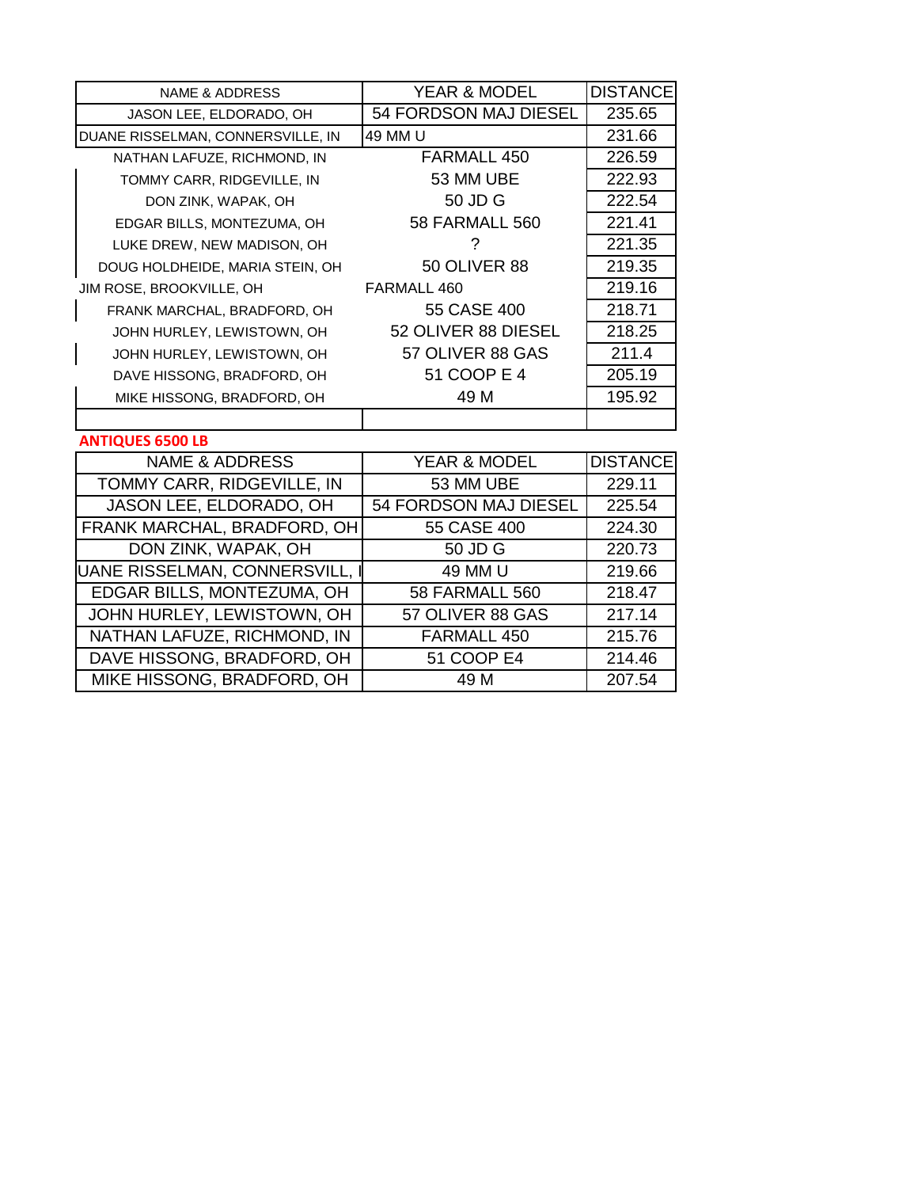| NAME & ADDRESS | YEAR & MODEL | DISTANCE |
|---|---|---|
| JASON LEE, ELDORADO, OH | 54 FORDSON MAJ DIESEL | 235.65 |
| DUANE RISSELMAN, CONNERSVILLE, IN | 49 MM U | 231.66 |
| NATHAN LAFUZE, RICHMOND, IN | FARMALL 450 | 226.59 |
| TOMMY CARR, RIDGEVILLE, IN | 53 MM UBE | 222.93 |
| DON ZINK, WAPAK, OH | 50 JD G | 222.54 |
| EDGAR BILLS, MONTEZUMA, OH | 58 FARMALL 560 | 221.41 |
| LUKE DREW, NEW MADISON, OH | ? | 221.35 |
| DOUG HOLDHEIDE, MARIA STEIN, OH | 50 OLIVER 88 | 219.35 |
| JIM ROSE, BROOKVILLE, OH | FARMALL 460 | 219.16 |
| FRANK MARCHAL, BRADFORD, OH | 55 CASE 400 | 218.71 |
| JOHN HURLEY, LEWISTOWN, OH | 52 OLIVER 88 DIESEL | 218.25 |
| JOHN HURLEY, LEWISTOWN, OH | 57 OLIVER 88 GAS | 211.4 |
| DAVE HISSONG, BRADFORD, OH | 51 COOP E 4 | 205.19 |
| MIKE HISSONG, BRADFORD, OH | 49 M | 195.92 |
| | | |

**ANTIQUES 6500 LB**

| NAME & ADDRESS | YEAR & MODEL | DISTANCE |
|---|---|---|
| TOMMY CARR, RIDGEVILLE, IN | 53 MM UBE | 229.11 |
| JASON LEE, ELDORADO, OH | 54 FORDSON MAJ DIESEL | 225.54 |
| FRANK MARCHAL, BRADFORD, OH | 55 CASE 400 | 224.30 |
| DON ZINK, WAPAK, OH | 50 JD G | 220.73 |
| UANE RISSELMAN, CONNERSVILL, I | 49 MM U | 219.66 |
| EDGAR BILLS, MONTEZUMA, OH | 58 FARMALL 560 | 218.47 |
| JOHN HURLEY, LEWISTOWN, OH | 57 OLIVER 88 GAS | 217.14 |
| NATHAN LAFUZE, RICHMOND, IN | FARMALL 450 | 215.76 |
| DAVE HISSONG, BRADFORD, OH | 51 COOP E4 | 214.46 |
| MIKE HISSONG, BRADFORD, OH | 49 M | 207.54 |